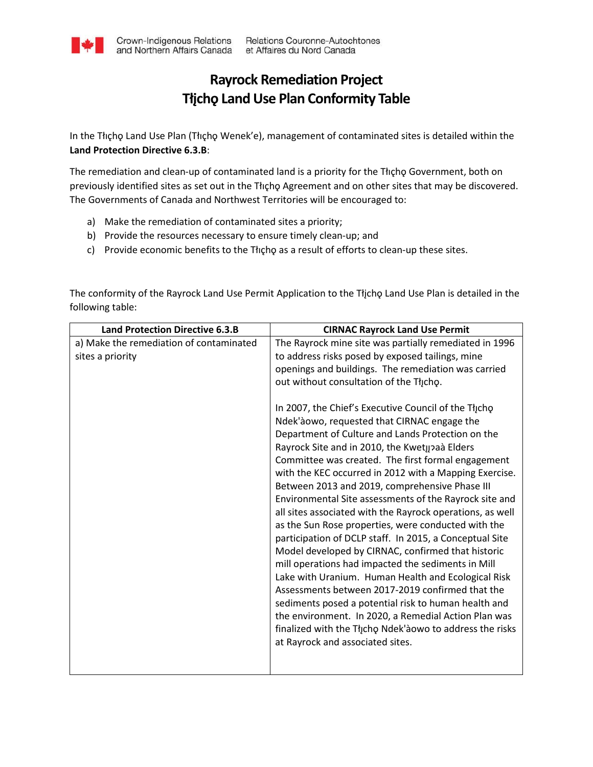# Rayrock Remediation Project
# Tłı̨chǫ Land Use Plan Conformity Table

In the Tłıchǫ Land Use Plan (Tłıchǫ Wenek'e), management of contaminated sites is detailed within the **Land Protection Directive 6.3.B**:

The remediation and clean-up of contaminated land is a priority for the Tłıchǫ Government, both on previously identified sites as set out in the Tłıchǫ Agreement and on other sites that may be discovered. The Governments of Canada and Northwest Territories will be encouraged to:

a) Make the remediation of contaminated sites a priority;
b) Provide the resources necessary to ensure timely clean-up; and
c) Provide economic benefits to the Tłıchǫ as a result of efforts to clean-up these sites.

The conformity of the Rayrock Land Use Permit Application to the Tłı̨chǫ Land Use Plan is detailed in the following table:

| Land Protection Directive 6.3.B | CIRNAC Rayrock Land Use Permit |
| --- | --- |
| a) Make the remediation of contaminated sites a priority | The Rayrock mine site was partially remediated in 1996 to address risks posed by exposed tailings, mine openings and buildings. The remediation was carried out without consultation of the Tłı̨chǫ.<br><br>In 2007, the Chief's Executive Council of the Tłı̨chǫ Ndek'àowo, requested that CIRNAC engage the Department of Culture and Lands Protection on the Rayrock Site and in 2010, the Kwetı̨ı̨ɂaà Elders Committee was created. The first formal engagement with the KEC occurred in 2012 with a Mapping Exercise. Between 2013 and 2019, comprehensive Phase III Environmental Site assessments of the Rayrock site and all sites associated with the Rayrock operations, as well as the Sun Rose properties, were conducted with the participation of DCLP staff. In 2015, a Conceptual Site Model developed by CIRNAC, confirmed that historic mill operations had impacted the sediments in Mill Lake with Uranium. Human Health and Ecological Risk Assessments between 2017-2019 confirmed that the sediments posed a potential risk to human health and the environment. In 2020, a Remedial Action Plan was finalized with the Tłı̨chǫ Ndek'àowo to address the risks at Rayrock and associated sites. |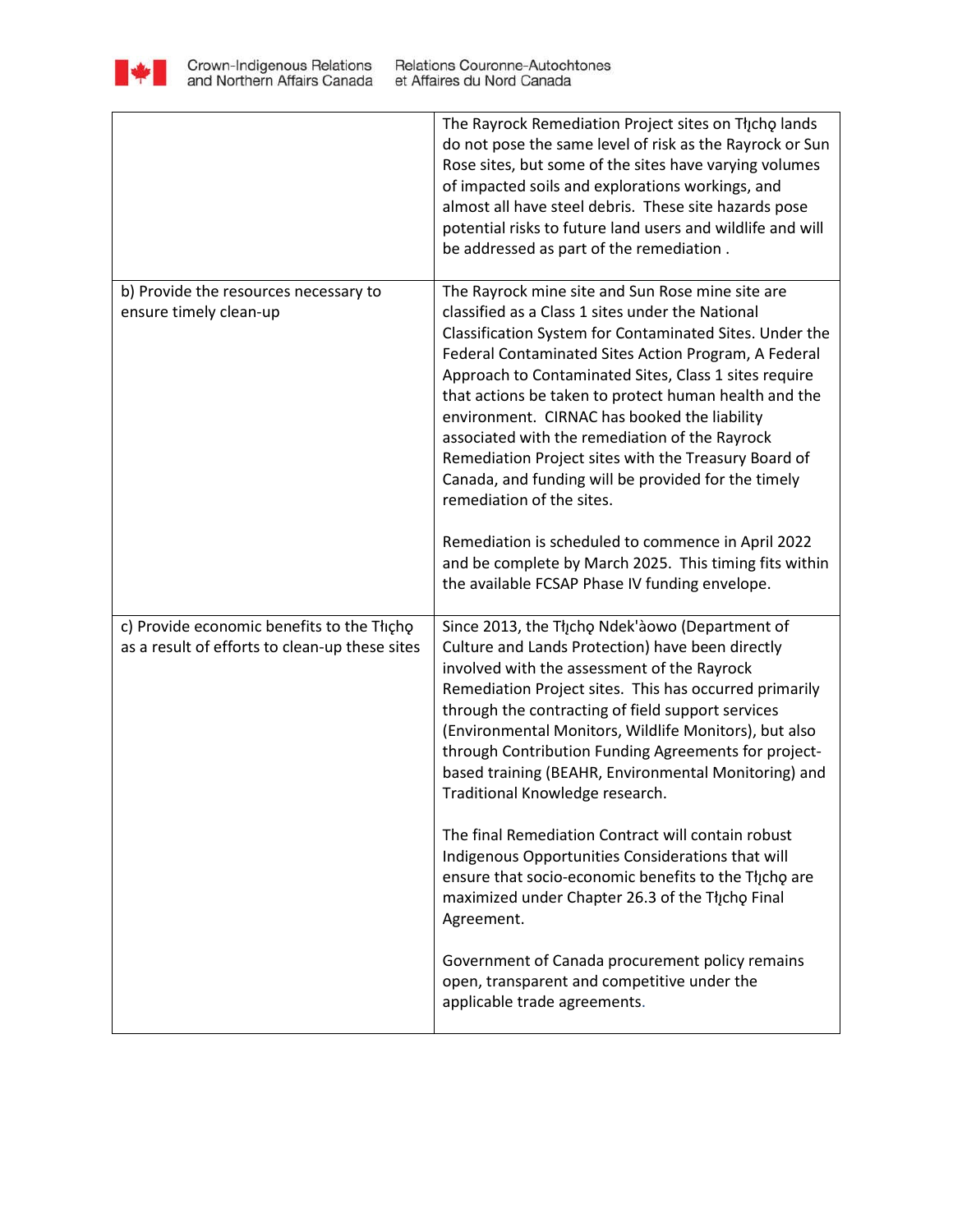| | |
|---|---|
| | The Rayrock Remediation Project sites on Tłı̨chǫ lands do not pose the same level of risk as the Rayrock or Sun Rose sites, but some of the sites have varying volumes of impacted soils and explorations workings, and almost all have steel debris. These site hazards pose potential risks to future land users and wildlife and will be addressed as part of the remediation . |
| b) Provide the resources necessary to ensure timely clean-up | The Rayrock mine site and Sun Rose mine site are classified as a Class 1 sites under the National Classification System for Contaminated Sites. Under the Federal Contaminated Sites Action Program, A Federal Approach to Contaminated Sites, Class 1 sites require that actions be taken to protect human health and the environment. CIRNAC has booked the liability associated with the remediation of the Rayrock Remediation Project sites with the Treasury Board of Canada, and funding will be provided for the timely remediation of the sites.<br><br>Remediation is scheduled to commence in April 2022 and be complete by March 2025. This timing fits within the available FCSAP Phase IV funding envelope. |
| c) Provide economic benefits to the Tłıchǫ as a result of efforts to clean-up these sites | Since 2013, the Tłı̨chǫ Ndek'àowo (Department of Culture and Lands Protection) have been directly involved with the assessment of the Rayrock Remediation Project sites. This has occurred primarily through the contracting of field support services (Environmental Monitors, Wildlife Monitors), but also through Contribution Funding Agreements for project-based training (BEAHR, Environmental Monitoring) and Traditional Knowledge research.<br><br>The final Remediation Contract will contain robust Indigenous Opportunities Considerations that will ensure that socio-economic benefits to the Tłı̨chǫ are maximized under Chapter 26.3 of the Tłı̨chǫ Final Agreement.<br><br>Government of Canada procurement policy remains open, transparent and competitive under the applicable trade agreements. |